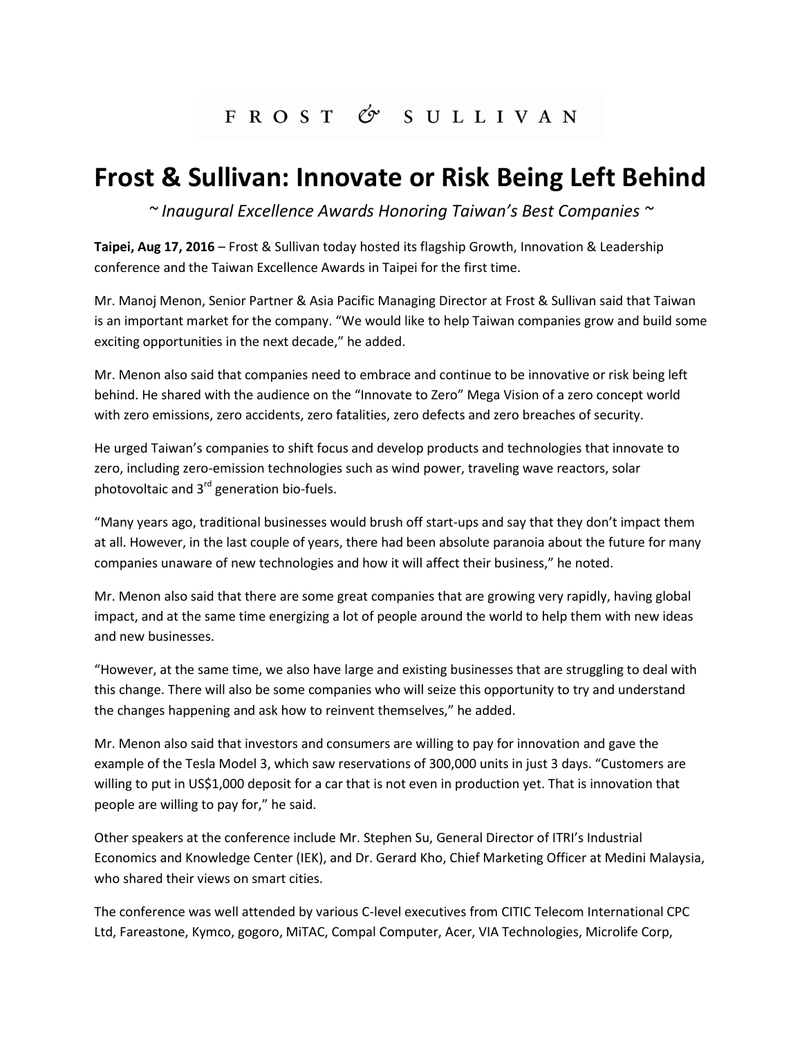FROST & SULLIVAN

# Frost & Sullivan: Innovate or Risk Being Left Behind

*~ Inaugural Excellence Awards Honoring Taiwan's Best Companies ~*

**Taipei, Aug 17, 2016** – Frost & Sullivan today hosted its flagship Growth, Innovation & Leadership conference and the Taiwan Excellence Awards in Taipei for the first time.

Mr. Manoj Menon, Senior Partner & Asia Pacific Managing Director at Frost & Sullivan said that Taiwan is an important market for the company. "We would like to help Taiwan companies grow and build some exciting opportunities in the next decade," he added.

Mr. Menon also said that companies need to embrace and continue to be innovative or risk being left behind. He shared with the audience on the "Innovate to Zero" Mega Vision of a zero concept world with zero emissions, zero accidents, zero fatalities, zero defects and zero breaches of security.

He urged Taiwan's companies to shift focus and develop products and technologies that innovate to zero, including zero-emission technologies such as wind power, traveling wave reactors, solar photovoltaic and 3rd generation bio-fuels.

"Many years ago, traditional businesses would brush off start-ups and say that they don't impact them at all. However, in the last couple of years, there had been absolute paranoia about the future for many companies unaware of new technologies and how it will affect their business," he noted.

Mr. Menon also said that there are some great companies that are growing very rapidly, having global impact, and at the same time energizing a lot of people around the world to help them with new ideas and new businesses.

"However, at the same time, we also have large and existing businesses that are struggling to deal with this change. There will also be some companies who will seize this opportunity to try and understand the changes happening and ask how to reinvent themselves," he added.

Mr. Menon also said that investors and consumers are willing to pay for innovation and gave the example of the Tesla Model 3, which saw reservations of 300,000 units in just 3 days. "Customers are willing to put in US$1,000 deposit for a car that is not even in production yet. That is innovation that people are willing to pay for," he said.

Other speakers at the conference include Mr. Stephen Su, General Director of ITRI's Industrial Economics and Knowledge Center (IEK), and Dr. Gerard Kho, Chief Marketing Officer at Medini Malaysia, who shared their views on smart cities.

The conference was well attended by various C-level executives from CITIC Telecom International CPC Ltd, Fareastone, Kymco, gogoro, MiTAC, Compal Computer, Acer, VIA Technologies, Microlife Corp,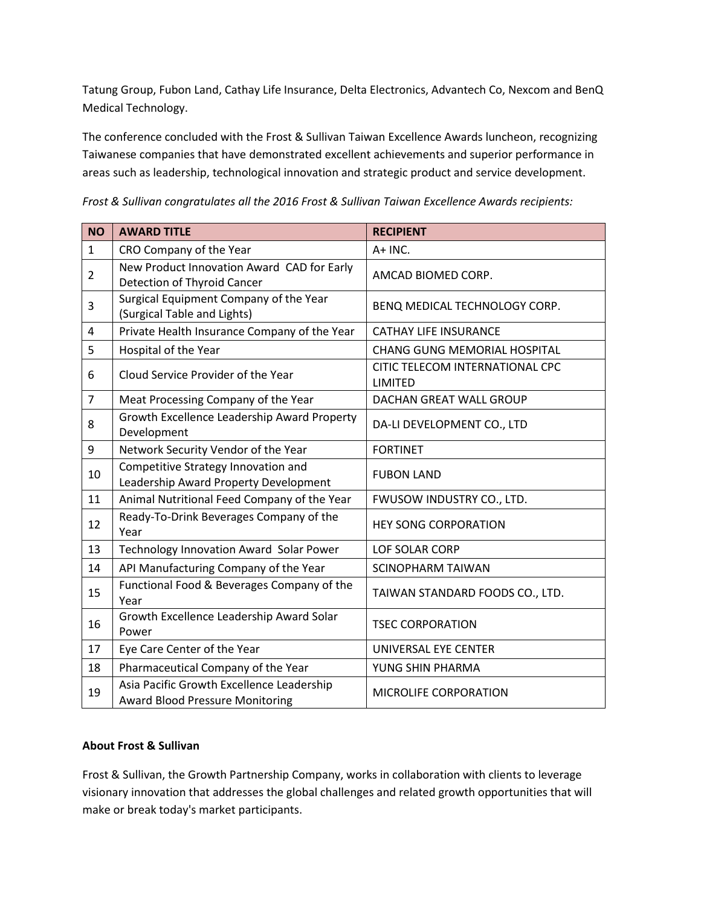Tatung Group, Fubon Land, Cathay Life Insurance, Delta Electronics, Advantech Co, Nexcom and BenQ Medical Technology.

The conference concluded with the Frost & Sullivan Taiwan Excellence Awards luncheon, recognizing Taiwanese companies that have demonstrated excellent achievements and superior performance in areas such as leadership, technological innovation and strategic product and service development.

*Frost & Sullivan congratulates all the 2016 Frost & Sullivan Taiwan Excellence Awards recipients:*

| NO | AWARD TITLE | RECIPIENT |
|---|---|---|
| 1 | CRO Company of the Year | A+ INC. |
| 2 | New Product Innovation Award CAD for Early Detection of Thyroid Cancer | AMCAD BIOMED CORP. |
| 3 | Surgical Equipment Company of the Year (Surgical Table and Lights) | BENQ MEDICAL TECHNOLOGY CORP. |
| 4 | Private Health Insurance Company of the Year | CATHAY LIFE INSURANCE |
| 5 | Hospital of the Year | CHANG GUNG MEMORIAL HOSPITAL |
| 6 | Cloud Service Provider of the Year | CITIC TELECOM INTERNATIONAL CPC LIMITED |
| 7 | Meat Processing Company of the Year | DACHAN GREAT WALL GROUP |
| 8 | Growth Excellence Leadership Award Property Development | DA-LI DEVELOPMENT CO., LTD |
| 9 | Network Security Vendor of the Year | FORTINET |
| 10 | Competitive Strategy Innovation and Leadership Award Property Development | FUBON LAND |
| 11 | Animal Nutritional Feed Company of the Year | FWUSOW INDUSTRY CO., LTD. |
| 12 | Ready-To-Drink Beverages Company of the Year | HEY SONG CORPORATION |
| 13 | Technology Innovation Award Solar Power | LOF SOLAR CORP |
| 14 | API Manufacturing Company of the Year | SCINOPHARM TAIWAN |
| 15 | Functional Food & Beverages Company of the Year | TAIWAN STANDARD FOODS CO., LTD. |
| 16 | Growth Excellence Leadership Award Solar Power | TSEC CORPORATION |
| 17 | Eye Care Center of the Year | UNIVERSAL EYE CENTER |
| 18 | Pharmaceutical Company of the Year | YUNG SHIN PHARMA |
| 19 | Asia Pacific Growth Excellence Leadership Award Blood Pressure Monitoring | MICROLIFE CORPORATION |

**About Frost & Sullivan**

Frost & Sullivan, the Growth Partnership Company, works in collaboration with clients to leverage visionary innovation that addresses the global challenges and related growth opportunities that will make or break today's market participants.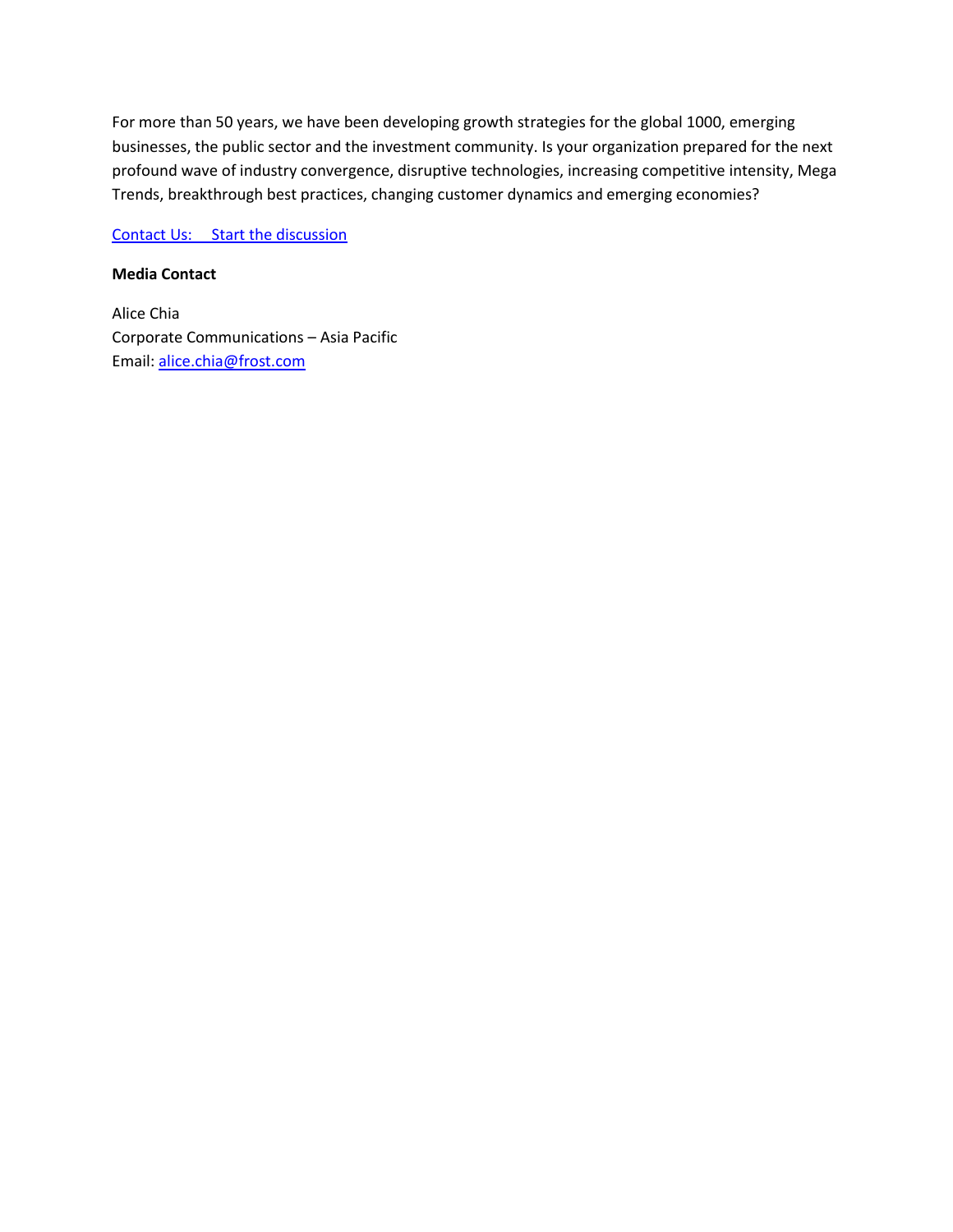For more than 50 years, we have been developing growth strategies for the global 1000, emerging businesses, the public sector and the investment community. Is your organization prepared for the next profound wave of industry convergence, disruptive technologies, increasing competitive intensity, Mega Trends, breakthrough best practices, changing customer dynamics and emerging economies?

Contact Us:    Start the discussion

**Media Contact**

Alice Chia
Corporate Communications – Asia Pacific
Email: alice.chia@frost.com